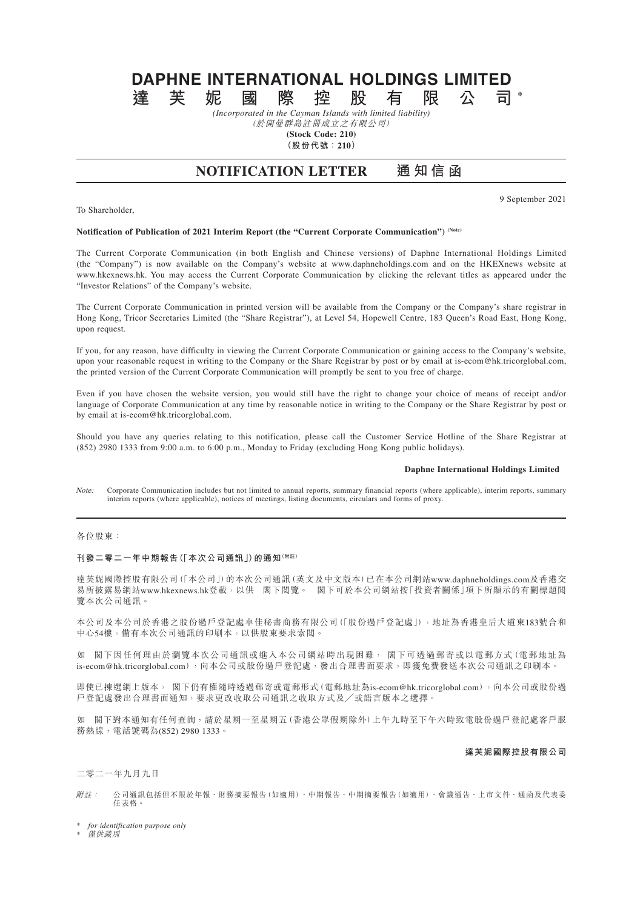# DAPHNE INTERNATIONAL HOLDINGS LIMITED
# 達芙妮國際控股有限公司*

*(Incorporated in the Cayman Islands with limited liability)*
*(於開曼群島註冊成立之有限公司)*
**(Stock Code: 210)**
**（股份代號：210）**

## NOTIFICATION LETTER 通知信函

9 September 2021

To Shareholder,

**Notification of Publication of 2021 Interim Report (the "Current Corporate Communication")** (Note)

The Current Corporate Communication (in both English and Chinese versions) of Daphne International Holdings Limited (the "Company") is now available on the Company's website at www.daphneholdings.com and on the HKEXnews website at www.hkexnews.hk. You may access the Current Corporate Communication by clicking the relevant titles as appeared under the "Investor Relations" of the Company's website.

The Current Corporate Communication in printed version will be available from the Company or the Company's share registrar in Hong Kong, Tricor Secretaries Limited (the "Share Registrar"), at Level 54, Hopewell Centre, 183 Queen's Road East, Hong Kong, upon request.

If you, for any reason, have difficulty in viewing the Current Corporate Communication or gaining access to the Company's website, upon your reasonable request in writing to the Company or the Share Registrar by post or by email at is-ecom@hk.tricorglobal.com, the printed version of the Current Corporate Communication will promptly be sent to you free of charge.

Even if you have chosen the website version, you would still have the right to change your choice of means of receipt and/or language of Corporate Communication at any time by reasonable notice in writing to the Company or the Share Registrar by post or by email at is-ecom@hk.tricorglobal.com.

Should you have any queries relating to this notification, please call the Customer Service Hotline of the Share Registrar at (852) 2980 1333 from 9:00 a.m. to 6:00 p.m., Monday to Friday (excluding Hong Kong public holidays).

**Daphne International Holdings Limited**

*Note:* Corporate Communication includes but not limited to annual reports, summary financial reports (where applicable), interim reports, summary interim reports (where applicable), notices of meetings, listing documents, circulars and forms of proxy.

---

各位股東：

**刊發二零二一年中期報告（「本次公司通訊」）的通知**(附註)

達芙妮國際控股有限公司（「本公司」）的本次公司通訊（英文及中文版本）已在本公司網站www.daphneholdings.com及香港交易所披露易網站www.hkexnews.hk登載，以供 閣下閱覽。 閣下可於本公司網站按「投資者關係」項下所顯示的有關標題閱覽本次公司通訊。

本公司及本公司於香港之股份過戶登記處卓佳秘書商務有限公司（「股份過戶登記處」），地址為香港皇后大道東183號合和中心54樓，備有本次公司通訊的印刷本，以供股東要求索閱。

如 閣下因任何理由於瀏覽本次公司通訊或進入本公司網站時出現困難， 閣下可透過郵寄或以電郵方式（電郵地址為is-ecom@hk.tricorglobal.com），向本公司或股份過戶登記處，發出合理書面要求，即獲免費發送本次公司通訊之印刷本。

即使已揀選網上版本， 閣下仍有權隨時透過郵寄或電郵形式（電郵地址為is-ecom@hk.tricorglobal.com），向本公司或股份過戶登記處發出合理書面通知，要求更改收取公司通訊之收取方式及／或語言版本之選擇。

如 閣下對本通知有任何查詢，請於星期一至星期五（香港公眾假期除外）上午九時至下午六時致電股份過戶登記處客戶服務熱線，電話號碼為(852) 2980 1333。

**達芙妮國際控股有限公司**

二零二一年九月九日

*附註：* 公司通訊包括但不限於年報、財務摘要報告（如適用）、中期報告、中期摘要報告（如適用）、會議通告、上市文件、通函及代表委任表格。

\* *for identification purpose only*
\* *僅供識別*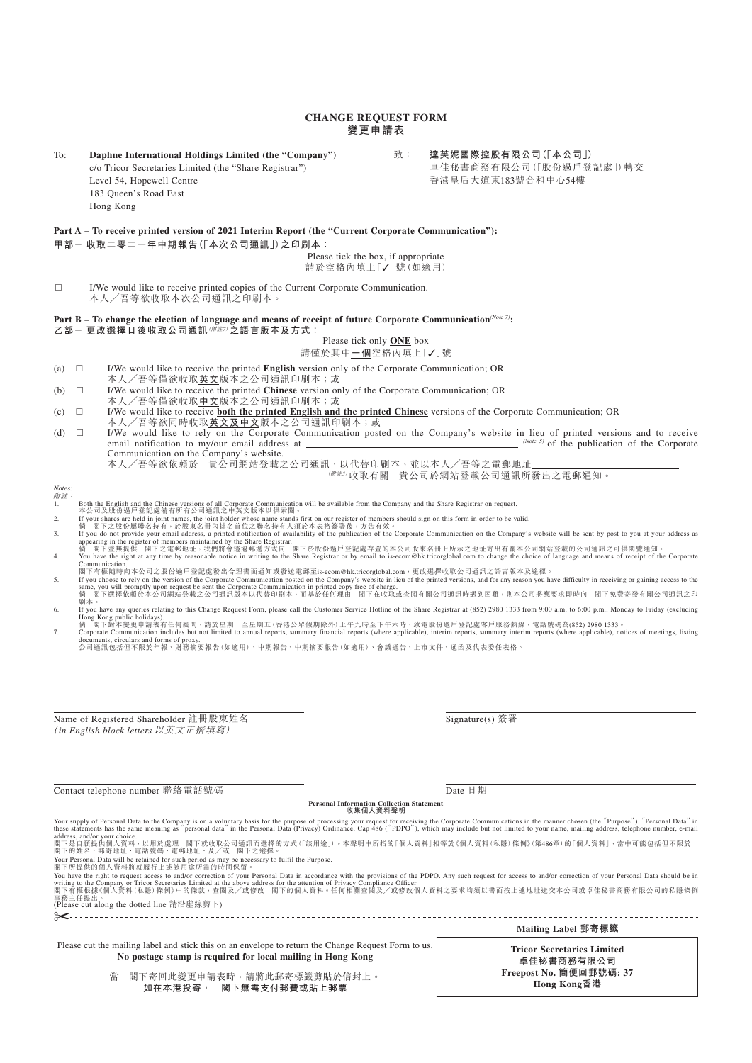# CHANGE REQUEST FORM
# 變更申請表

To: **Daphne International Holdings Limited (the "Company")**
c/o Tricor Secretaries Limited (the "Share Registrar")
Level 54, Hopewell Centre
183 Queen's Road East
Hong Kong

致： **達芙妮國際控股有限公司(「本公司」)**
卓佳秘書商務有限公司(「股份過戶登記處」)轉交
香港皇后大道東183號合和中心54樓

**Part A – To receive printed version of 2021 Interim Report (the "Current Corporate Communication"):**
**甲部－ 收取二零二一年中期報告(「本次公司通訊」)之印刷本：**

Please tick the box, if appropriate
請於空格內填上「✓」號(如適用)

☐ I/We would like to receive printed copies of the Current Corporate Communication.
本人／吾等欲收取本次公司通訊之印刷本。

**Part B – To change the election of language and means of receipt of future Corporate Communication**(Note 7)**:**
**乙部－ 更改選擇日後收取公司通訊**(附註7)**之語言版本及方式：**

Please tick only **ONE** box
請僅於其中**一個**空格內填上「✓」號

(a) ☐ I/We would like to receive the printed **English** version only of the Corporate Communication; OR
本人／吾等僅欲收取**英文**版本之公司通訊印刷本；或

(b) ☐ I/We would like to receive the printed **Chinese** version only of the Corporate Communication; OR
本人／吾等僅欲收取**中文**版本之公司通訊印刷本；或

(c) ☐ I/We would like to receive **both the printed English and the printed Chinese** versions of the Corporate Communication; OR
本人／吾等欲同時收取**英文及中文**版本之公司通訊印刷本；或

(d) ☐ I/We would like to rely on the Corporate Communication posted on the Company's website in lieu of printed versions and to receive email notification to my/our email address at ____________ (Note 5) of the publication of the Corporate Communication on the Company's website.
本人／吾等欲依賴於 貴公司網站登載之公司通訊，以代替印刷本，並以本人／吾等之電郵地址____________(附註5)收取有關 貴公司於網站登載公司通訊所發出之電郵通知。

*Notes:*
*附註：*

1. Both the English and the Chinese versions of all Corporate Communication will be available from the Company and the Share Registrar on request.
本公司及股份過戶登記處備有所有公司通訊之中英文版本以供索閱。
2. If your shares are held in joint names, the joint holder whose name stands first on our register of members should sign on this form in order to be valid.
倘 閣下之股份屬聯名持有，於股東名冊內排名首位之聯名持有人須於本表格簽署後，方告有效。
3. If you do not provide your email address, a printed notification of availability of the publication of the Corporate Communication on the Company's website will be sent by post to you at your address as appearing in the register of members maintained by the Share Registrar.
倘 閣下並無提供 閣下之電郵地址，我們將會透過郵遞方式向 閣下於股份過戶登記處存置的本公司股東名冊上所示之地址寄出有關本公司網站登載的公司通訊之可供閱覽通知。
4. You have the right at any time by reasonable notice in writing to the Share Registrar or by email to is-ecom@hk.tricorglobal.com to change the choice of language and means of receipt of the Corporate Communication.
閣下有權隨時向本公司之股份過戶登記處發出合理書面通知或發送電郵至is-ecom@hk.tricorglobal.com，更改選擇收取公司通訊之語言版本及途徑。
5. If you choose to rely on the version of the Corporate Communication posted on the Company's website in lieu of the printed versions, and for any reason you have difficulty in receiving or gaining access to the same, you will promptly upon request be sent the Corporate Communication in printed copy free of charge.
倘 閣下選擇依賴於本公司網站登載之公司通訊版本以代替印刷本，而基於任何理由 閣下在收取或查閱有關公司通訊時遇到困難，則本公司將應要求即時向 閣下免費寄發有關公司通訊之印刷本。
6. If you have any queries relating to this Change Request Form, please call the Customer Service Hotline of the Share Registrar at (852) 2980 1333 from 9:00 a.m. to 6:00 p.m., Monday to Friday (excluding Hong Kong public holidays).
倘 閣下對本變更申請表有任何疑問，請於星期一至星期五(香港公眾假期除外)上午九時至下午六時，致電股份過戶登記處客戶服務熱線，電話號碼為(852) 2980 1333。
7. Corporate Communication includes but not limited to annual reports, summary financial reports (where applicable), interim reports, summary interim reports (where applicable), notices of meetings, listing documents, circulars and forms of proxy.
公司通訊包括但不限於年報、財務摘要報告(如適用)、中期報告、中期摘要報告(如適用)、會議通告、上市文件、通函及代表委任表格。

Name of Registered Shareholder 註冊股東姓名
*(in English block letters 以英文正楷填寫)*

Signature(s) 簽署

Contact telephone number 聯絡電話號碼

Date 日期

**Personal Information Collection Statement**
**收集個人資料聲明**

Your supply of Personal Data to the Company is on a voluntary basis for the purpose of processing your request for receiving the Corporate Communications in the manner chosen (the "Purpose"). "Personal Data" in these statements has the same meaning as "personal data" in the Personal Data (Privacy) Ordinance, Cap 486 ("PDPO"), which may include but not limited to your name, mailing address, telephone number, e-mail address, and/or your choice.
閣下是自願提供個人資料，以用於處理 閣下就收取公司通訊而選擇的方式(「該用途」)。本聲明中所指的「個人資料」相等於《個人資料(私隱)條例》(第486章)的「個人資料」，當中可能包括但不限於閣下的姓名、郵寄地址、電話號碼、電郵地址、及／或 閣下之選擇。

Your Personal Data will be retained for such period as may be necessary to fulfil the Purpose.
閣下所提供的個人資料將就履行上述該用途所需的時間保留。

You have the right to request access to and/or correction of your Personal Data in accordance with the provisions of the PDPO. Any such request for access to and/or correction of your Personal Data should be in writing to the Company or Tricor Secretaries Limited at the above address for the attention of Privacy Compliance Officer.
閣下有權根據《個人資料(私隱)條例》中的條款，查閱及／或修改 閣下的個人資料。任何相關查閱及／或修改個人資料之要求均須以書面按上述地址送交本公司或卓佳秘書商務有限公司的私隱條例事務主任提出。

(Please cut along the dotted line 請沿虛線剪下)

✂- - - - - - - - - - - - - - - - - - - - - - - - - - - - - - - - - - - - - - - - - - - -

Please cut the mailing label and stick this on an envelope to return the Change Request Form to us.
**No postage stamp is required for local mailing in Hong Kong**

當 閣下寄回此變更申請表時，請將此郵寄標籤剪貼於信封上。
**如在本港投寄， 閣下無需支付郵費或貼上郵票**

**Mailing Label 郵寄標籤**

**Tricor Secretaries Limited**
**卓佳秘書商務有限公司**
**Freepost No. 簡便回郵號碼: 37**
**Hong Kong香港**